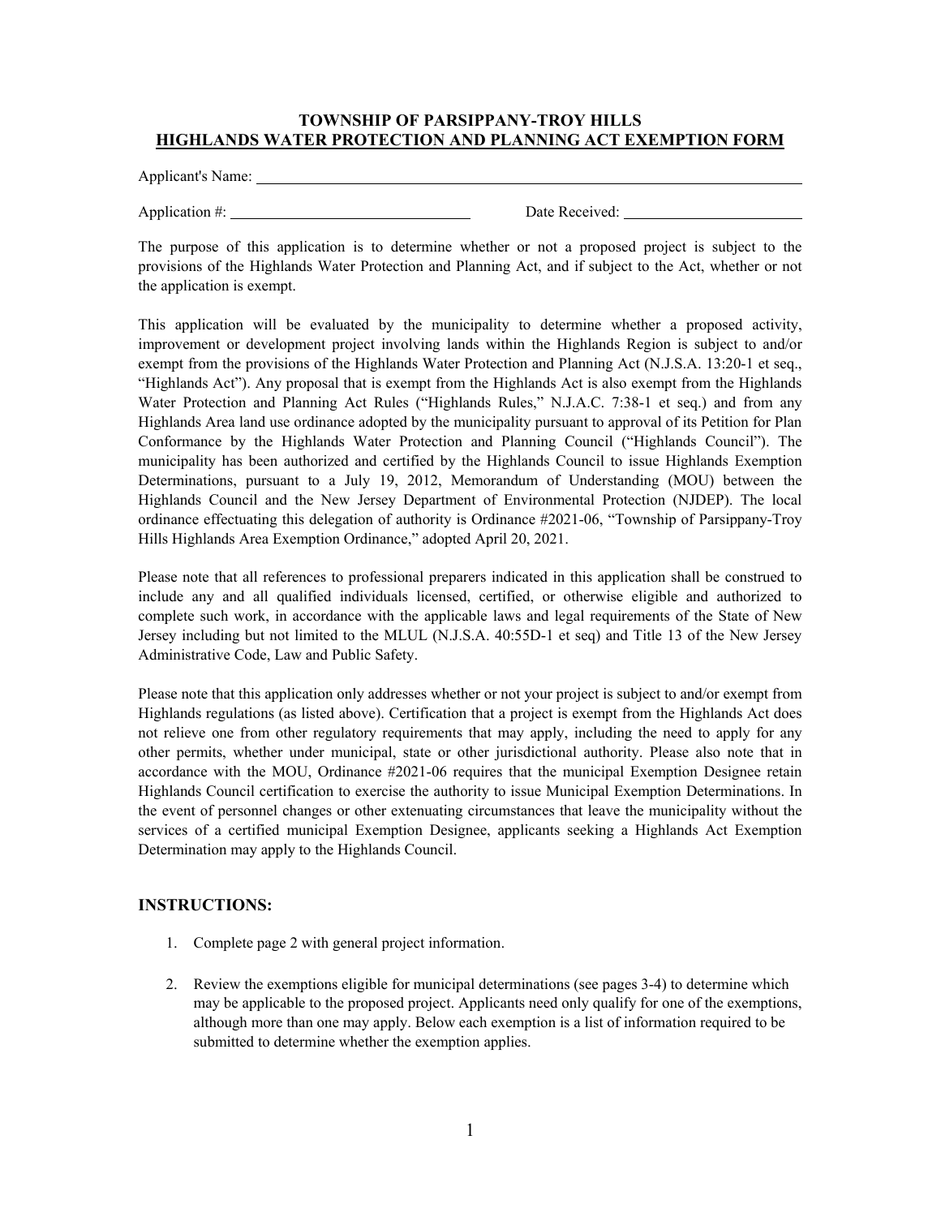**TOWNSHIP OF PARSIPPANY-TROY HILLS**
**HIGHLANDS WATER PROTECTION AND PLANNING ACT EXEMPTION FORM**

Applicant's Name: ______________________________________________

Application #: ______________________ Date Received: ________________

The purpose of this application is to determine whether or not a proposed project is subject to the provisions of the Highlands Water Protection and Planning Act, and if subject to the Act, whether or not the application is exempt.

This application will be evaluated by the municipality to determine whether a proposed activity, improvement or development project involving lands within the Highlands Region is subject to and/or exempt from the provisions of the Highlands Water Protection and Planning Act (N.J.S.A. 13:20-1 et seq., "Highlands Act"). Any proposal that is exempt from the Highlands Act is also exempt from the Highlands Water Protection and Planning Act Rules ("Highlands Rules," N.J.A.C. 7:38-1 et seq.) and from any Highlands Area land use ordinance adopted by the municipality pursuant to approval of its Petition for Plan Conformance by the Highlands Water Protection and Planning Council ("Highlands Council"). The municipality has been authorized and certified by the Highlands Council to issue Highlands Exemption Determinations, pursuant to a July 19, 2012, Memorandum of Understanding (MOU) between the Highlands Council and the New Jersey Department of Environmental Protection (NJDEP). The local ordinance effectuating this delegation of authority is Ordinance #2021-06, "Township of Parsippany-Troy Hills Highlands Area Exemption Ordinance," adopted April 20, 2021.

Please note that all references to professional preparers indicated in this application shall be construed to include any and all qualified individuals licensed, certified, or otherwise eligible and authorized to complete such work, in accordance with the applicable laws and legal requirements of the State of New Jersey including but not limited to the MLUL (N.J.S.A. 40:55D-1 et seq) and Title 13 of the New Jersey Administrative Code, Law and Public Safety.

Please note that this application only addresses whether or not your project is subject to and/or exempt from Highlands regulations (as listed above). Certification that a project is exempt from the Highlands Act does not relieve one from other regulatory requirements that may apply, including the need to apply for any other permits, whether under municipal, state or other jurisdictional authority. Please also note that in accordance with the MOU, Ordinance #2021-06 requires that the municipal Exemption Designee retain Highlands Council certification to exercise the authority to issue Municipal Exemption Determinations. In the event of personnel changes or other extenuating circumstances that leave the municipality without the services of a certified municipal Exemption Designee, applicants seeking a Highlands Act Exemption Determination may apply to the Highlands Council.

## INSTRUCTIONS:

1. Complete page 2 with general project information.

2. Review the exemptions eligible for municipal determinations (see pages 3-4) to determine which may be applicable to the proposed project. Applicants need only qualify for one of the exemptions, although more than one may apply. Below each exemption is a list of information required to be submitted to determine whether the exemption applies.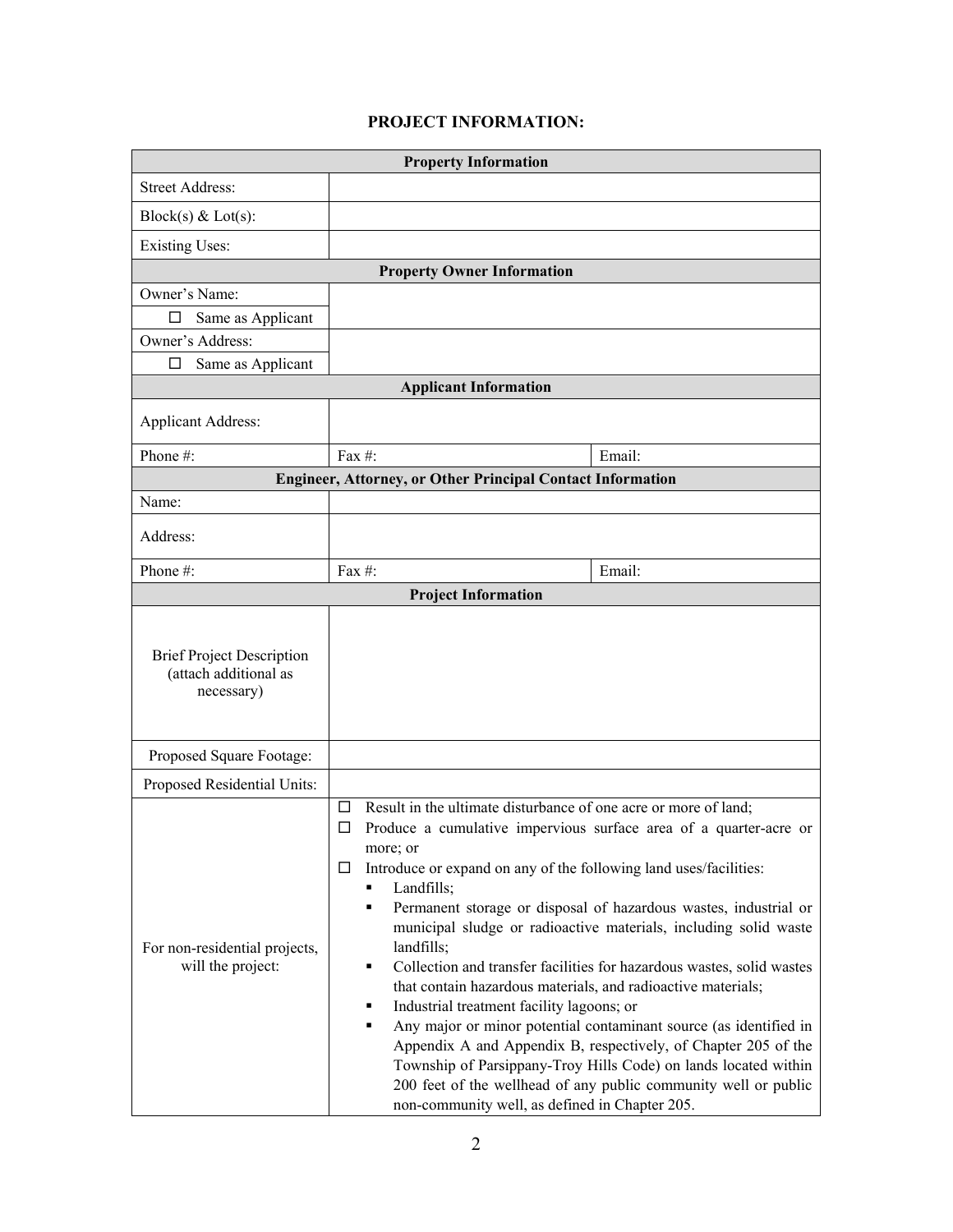## PROJECT INFORMATION:

| Property Information | | |
|---|---|---|
| Street Address: | | |
| Block(s) & Lot(s): | | |
| Existing Uses: | | |
| **Property Owner Information** | | |
| Owner's Name:<br>☐ Same as Applicant | | |
| Owner's Address:<br>☐ Same as Applicant | | |
| **Applicant Information** | | |
| Applicant Address: | | |
| Phone #: | Fax #: | Email: |
| **Engineer, Attorney, or Other Principal Contact Information** | | |
| Name: | | |
| Address: | | |
| Phone #: | Fax #: | Email: |
| **Project Information** | | |
| Brief Project Description (attach additional as necessary) | | |
| Proposed Square Footage: | | |
| Proposed Residential Units: | | |
| For non-residential projects, will the project: | ☐ Result in the ultimate disturbance of one acre or more of land;<br>☐ Produce a cumulative impervious surface area of a quarter-acre or more; or<br>☐ Introduce or expand on any of the following land uses/facilities:<br>▪ Landfills;<br>▪ Permanent storage or disposal of hazardous wastes, industrial or municipal sludge or radioactive materials, including solid waste landfills;<br>▪ Collection and transfer facilities for hazardous wastes, solid wastes that contain hazardous materials, and radioactive materials;<br>▪ Industrial treatment facility lagoons; or<br>▪ Any major or minor potential contaminant source (as identified in Appendix A and Appendix B, respectively, of Chapter 205 of the Township of Parsippany-Troy Hills Code) on lands located within 200 feet of the wellhead of any public community well or public non-community well, as defined in Chapter 205. | |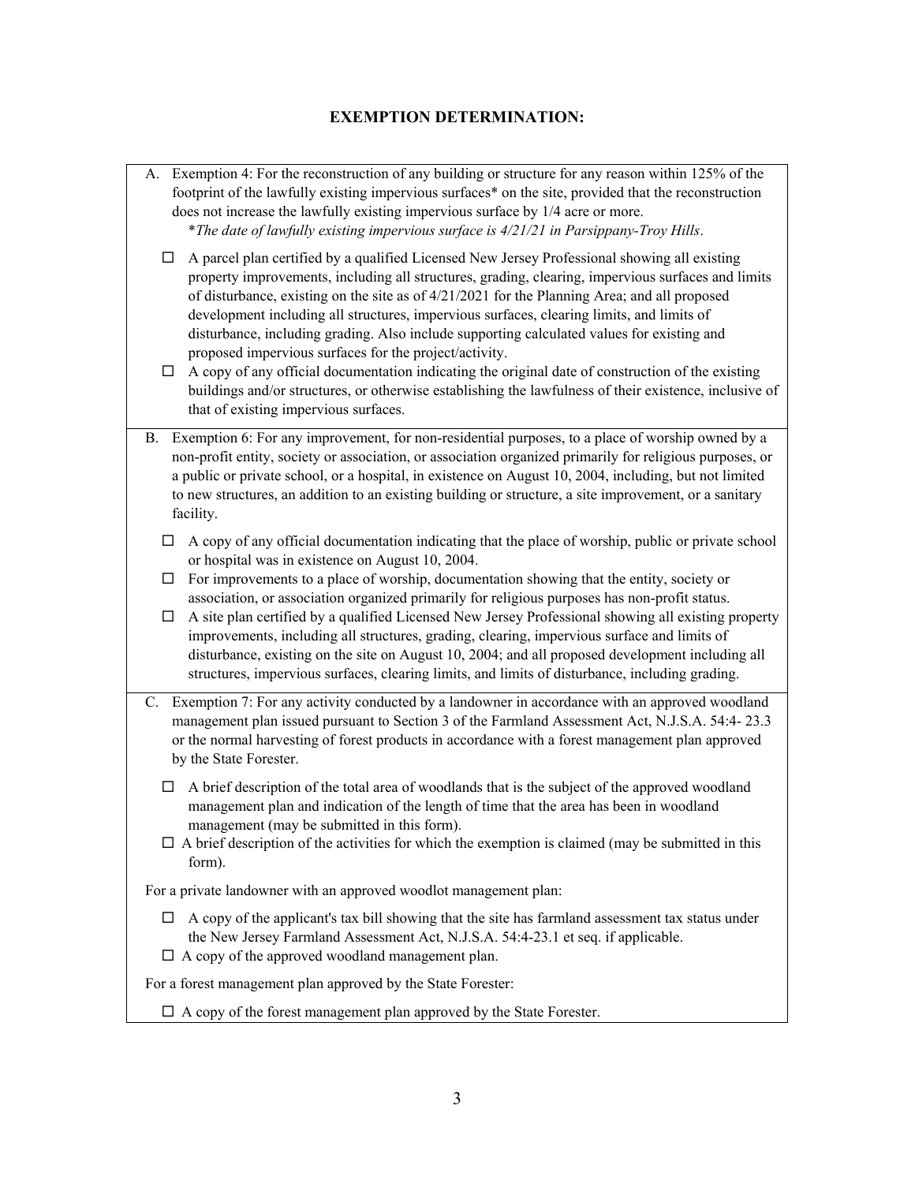## EXEMPTION DETERMINATION:

A. Exemption 4: For the reconstruction of any building or structure for any reason within 125% of the footprint of the lawfully existing impervious surfaces* on the site, provided that the reconstruction does not increase the lawfully existing impervious surface by 1/4 acre or more.
*\*The date of lawfully existing impervious surface is 4/21/21 in Parsippany-Troy Hills*.

- ☐ A parcel plan certified by a qualified Licensed New Jersey Professional showing all existing property improvements, including all structures, grading, clearing, impervious surfaces and limits of disturbance, existing on the site as of 4/21/2021 for the Planning Area; and all proposed development including all structures, impervious surfaces, clearing limits, and limits of disturbance, including grading. Also include supporting calculated values for existing and proposed impervious surfaces for the project/activity.
- ☐ A copy of any official documentation indicating the original date of construction of the existing buildings and/or structures, or otherwise establishing the lawfulness of their existence, inclusive of that of existing impervious surfaces.

B. Exemption 6: For any improvement, for non-residential purposes, to a place of worship owned by a non-profit entity, society or association, or association organized primarily for religious purposes, or a public or private school, or a hospital, in existence on August 10, 2004, including, but not limited to new structures, an addition to an existing building or structure, a site improvement, or a sanitary facility.

- ☐ A copy of any official documentation indicating that the place of worship, public or private school or hospital was in existence on August 10, 2004.
- ☐ For improvements to a place of worship, documentation showing that the entity, society or association, or association organized primarily for religious purposes has non-profit status.
- ☐ A site plan certified by a qualified Licensed New Jersey Professional showing all existing property improvements, including all structures, grading, clearing, impervious surface and limits of disturbance, existing on the site on August 10, 2004; and all proposed development including all structures, impervious surfaces, clearing limits, and limits of disturbance, including grading.

C. Exemption 7: For any activity conducted by a landowner in accordance with an approved woodland management plan issued pursuant to Section 3 of the Farmland Assessment Act, N.J.S.A. 54:4- 23.3 or the normal harvesting of forest products in accordance with a forest management plan approved by the State Forester.

- ☐ A brief description of the total area of woodlands that is the subject of the approved woodland management plan and indication of the length of time that the area has been in woodland management (may be submitted in this form).
- ☐ A brief description of the activities for which the exemption is claimed (may be submitted in this form).

For a private landowner with an approved woodlot management plan:

- ☐ A copy of the applicant's tax bill showing that the site has farmland assessment tax status under the New Jersey Farmland Assessment Act, N.J.S.A. 54:4-23.1 et seq. if applicable.
- ☐ A copy of the approved woodland management plan.

For a forest management plan approved by the State Forester:

- ☐ A copy of the forest management plan approved by the State Forester.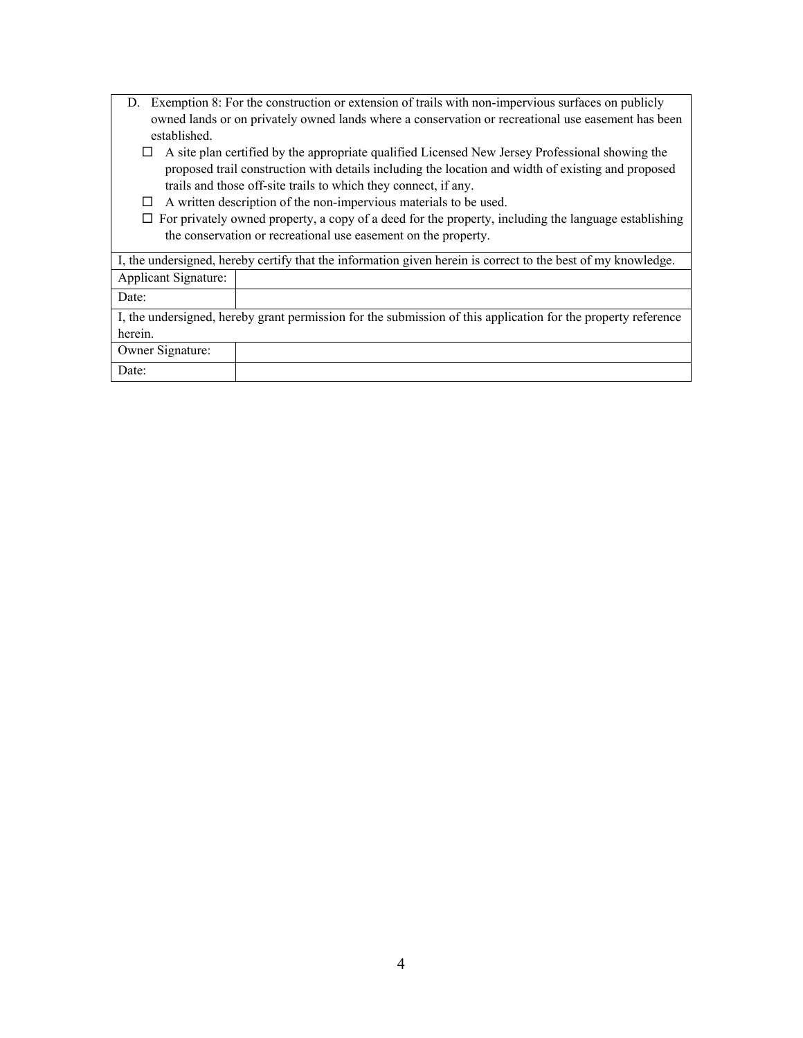D. Exemption 8: For the construction or extension of trails with non-impervious surfaces on publicly owned lands or on privately owned lands where a conservation or recreational use easement has been established.

- ☐ A site plan certified by the appropriate qualified Licensed New Jersey Professional showing the proposed trail construction with details including the location and width of existing and proposed trails and those off-site trails to which they connect, if any.
- ☐ A written description of the non-impervious materials to be used.
- ☐ For privately owned property, a copy of a deed for the property, including the language establishing the conservation or recreational use easement on the property.

I, the undersigned, hereby certify that the information given herein is correct to the best of my knowledge.

| | |
|---|---|
| Applicant Signature: | |
| Date: | |

I, the undersigned, hereby grant permission for the submission of this application for the property reference herein.

| | |
|---|---|
| Owner Signature: | |
| Date: | |